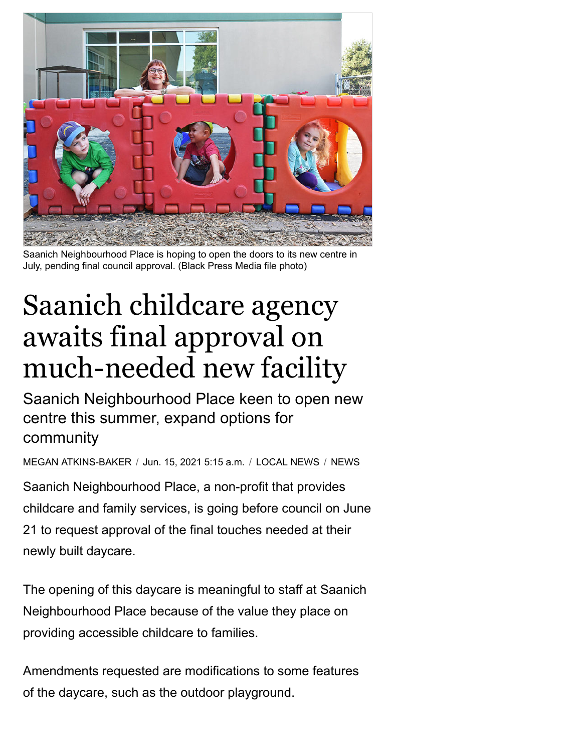Saanich Neighbourhood Place is hoping to open the doors to its new centre in July, pending final council approval. (Black Press Media file photo)

# Saanich childcare agency awaits final approval on much-needed new facility

Saanich Neighbourhood Place keen to open new centre this summer, expand options for community

MEGAN ATKINS-BAKER / Jun. 15, 2021 5:15 a.m. / LOCAL NEWS / NEWS

Saanich Neighbourhood Place, a non-profit that provides childcare and family services, is going before council on June 21 to request approval of the final touches needed at their newly built daycare.

The opening of this daycare is meaningful to staff at Saanich Neighbourhood Place because of the value they place on providing accessible childcare to families.

Amendments requested are modifications to some features of the daycare, such as the outdoor playground.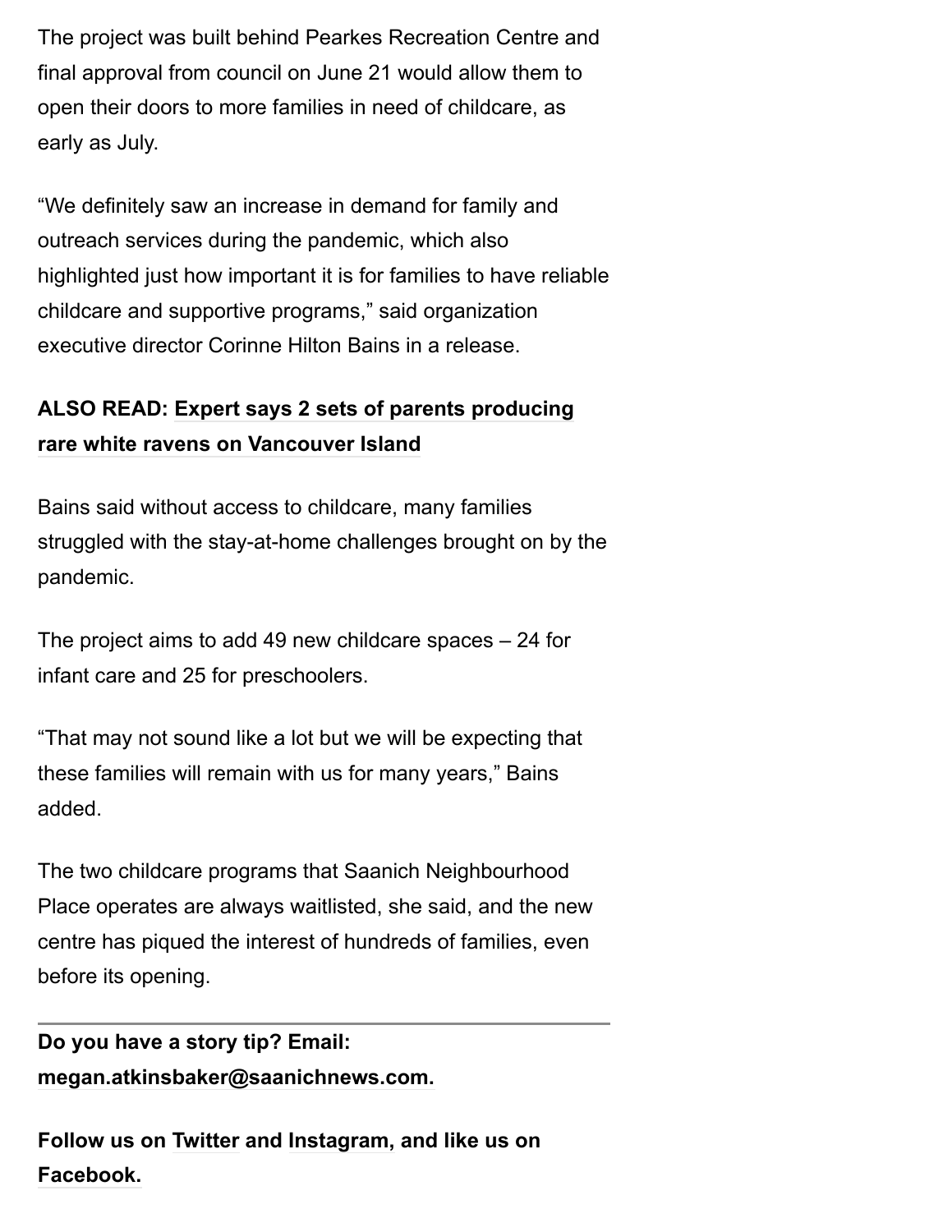The project was built behind Pearkes Recreation Centre and final approval from council on June 21 would allow them to open their doors to more families in need of childcare, as early as July.

"We definitely saw an increase in demand for family and outreach services during the pandemic, which also highlighted just how important it is for families to have reliable childcare and supportive programs," said organization executive director Corinne Hilton Bains in a release.

**ALSO READ: Expert says 2 sets of parents producing rare white ravens on Vancouver Island**

Bains said without access to childcare, many families struggled with the stay-at-home challenges brought on by the pandemic.

The project aims to add 49 new childcare spaces – 24 for infant care and 25 for preschoolers.

"That may not sound like a lot but we will be expecting that these families will remain with us for many years," Bains added.

The two childcare programs that Saanich Neighbourhood Place operates are always waitlisted, she said, and the new centre has piqued the interest of hundreds of families, even before its opening.

---

**Do you have a story tip? Email: megan.atkinsbaker@saanichnews.com.**

**Follow us on Twitter and Instagram, and like us on Facebook.**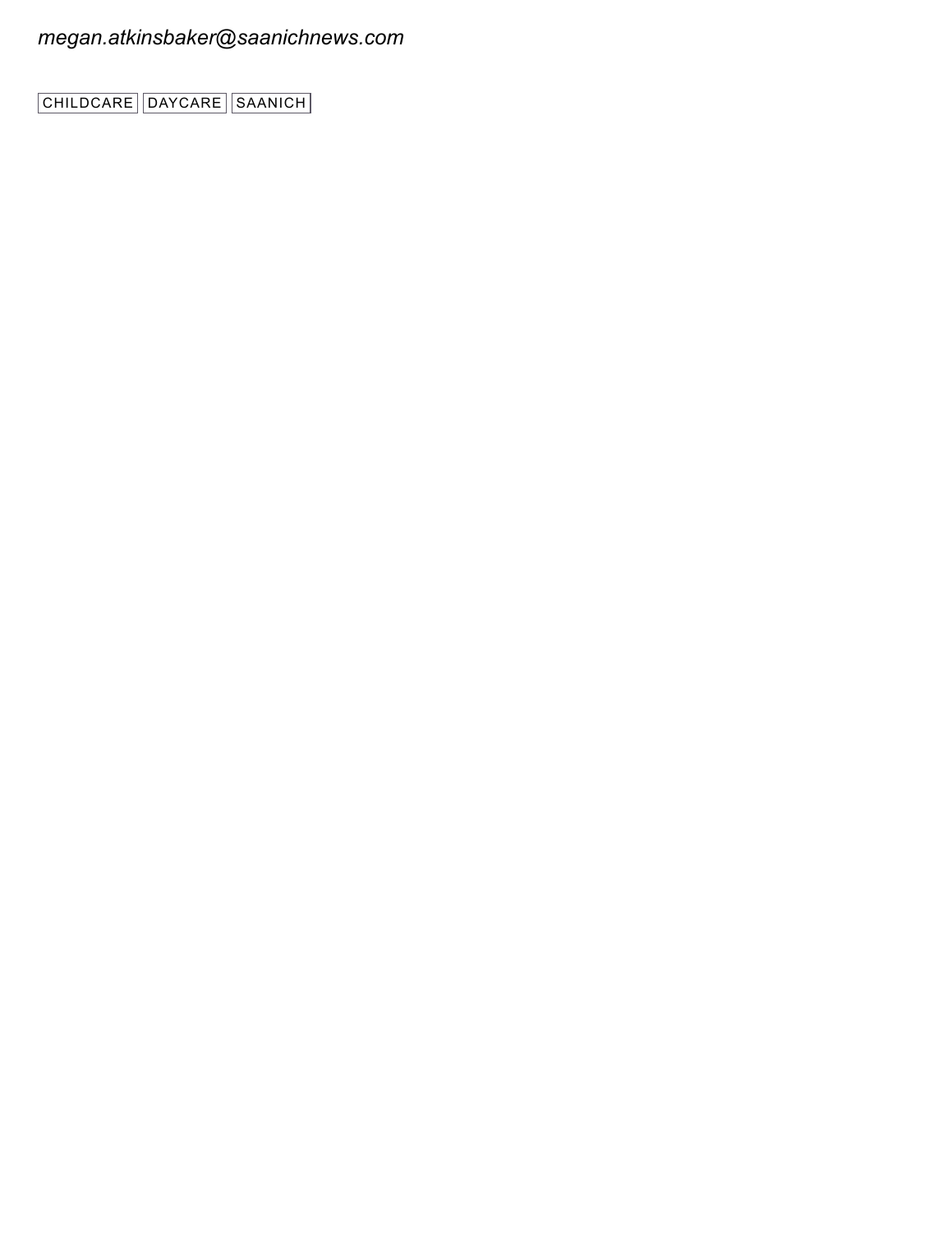*megan.atkinsbaker@saanichnews.com*

CHILDCARE DAYCARE SAANICH